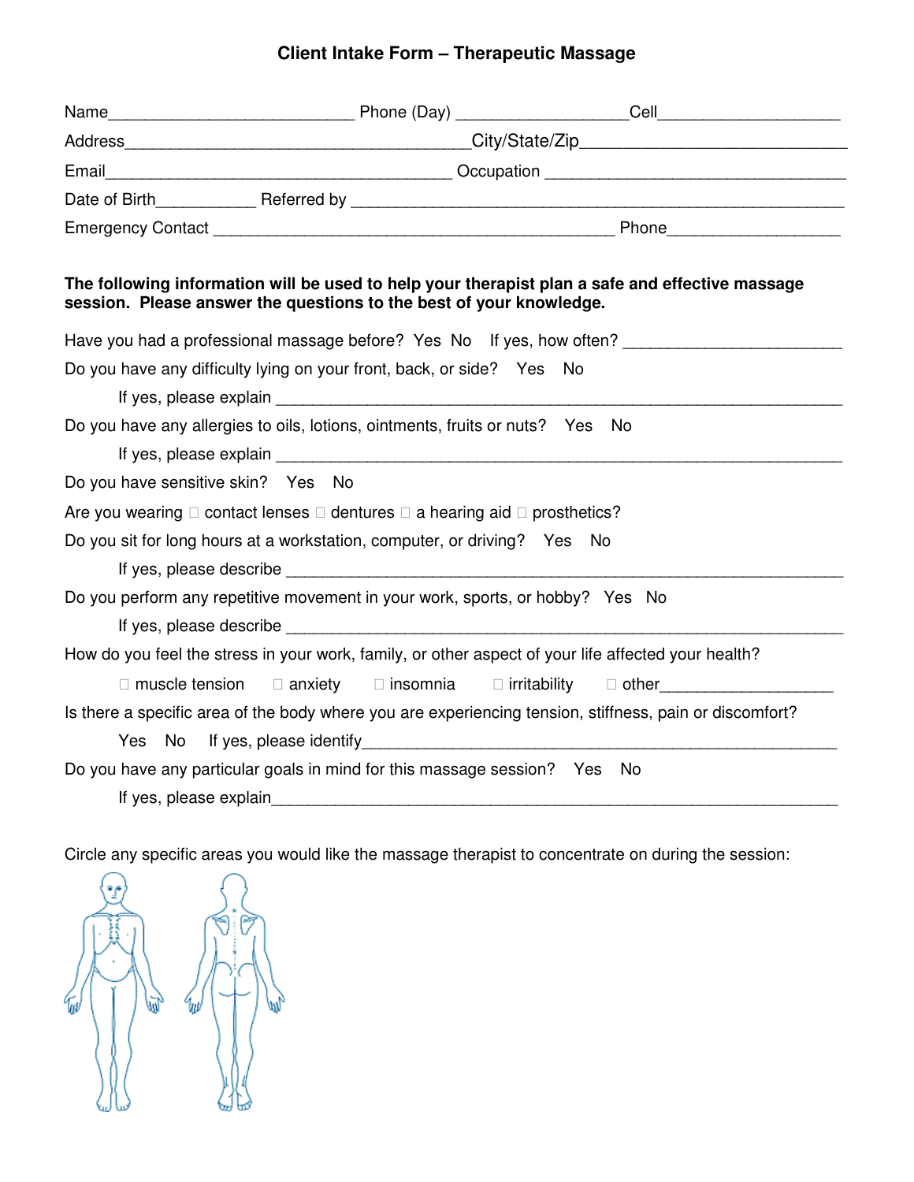# Client Intake Form – Therapeutic Massage

Name___________________________ Phone (Day) __________________Cell___________________

Address_______________________________________City/State/Zip___________________________

Email_______________________________________ Occupation _______________________________

Date of Birth___________ Referred by ____________________________________________________

Emergency Contact _____________________________________________ Phone__________________

**The following information will be used to help your therapist plan a safe and effective massage session. Please answer the questions to the best of your knowledge.**

Have you had a professional massage before? Yes No If yes, how often? _______________________

Do you have any difficulty lying on your front, back, or side? Yes No

If yes, please explain ___________________________________________________________

Do you have any allergies to oils, lotions, ointments, fruits or nuts? Yes No

If yes, please explain ___________________________________________________________

Do you have sensitive skin? Yes No

Are you wearing ☐ contact lenses ☐ dentures ☐ a hearing aid ☐ prosthetics?

Do you sit for long hours at a workstation, computer, or driving? Yes No

If yes, please describe ___________________________________________________________

Do you perform any repetitive movement in your work, sports, or hobby? Yes No

If yes, please describe ___________________________________________________________

How do you feel the stress in your work, family, or other aspect of your life affected your health?

☐ muscle tension ☐ anxiety ☐ insomnia ☐ irritability ☐ other___________________

Is there a specific area of the body where you are experiencing tension, stiffness, pain or discomfort?

Yes No If yes, please identify_____________________________________________________

Do you have any particular goals in mind for this massage session? Yes No

If yes, please explain______________________________________________________________

Circle any specific areas you would like the massage therapist to concentrate on during the session: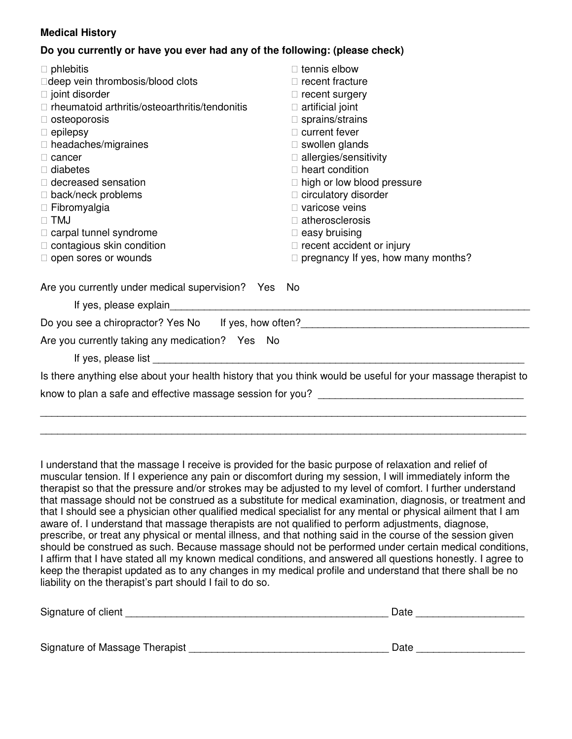**Medical History**

**Do you currently or have you ever had any of the following: (please check)**

- ☐ phlebitis
- ☐ deep vein thrombosis/blood clots
- ☐ joint disorder
- ☐ rheumatoid arthritis/osteoarthritis/tendonitis
- ☐ osteoporosis
- ☐ epilepsy
- ☐ headaches/migraines
- ☐ cancer
- ☐ diabetes
- ☐ decreased sensation
- ☐ back/neck problems
- ☐ Fibromyalgia
- ☐ TMJ
- ☐ carpal tunnel syndrome
- ☐ contagious skin condition
- ☐ open sores or wounds
- ☐ tennis elbow
- ☐ recent fracture
- ☐ recent surgery
- ☐ artificial joint
- ☐ sprains/strains
- ☐ current fever
- ☐ swollen glands
- ☐ allergies/sensitivity
- ☐ heart condition
- ☐ high or low blood pressure
- ☐ circulatory disorder
- ☐ varicose veins
- ☐ atherosclerosis
- ☐ easy bruising
- ☐ recent accident or injury
- ☐ pregnancy If yes, how many months?

Are you currently under medical supervision? Yes No

If yes, please explain____________________________________________________________________

Do you see a chiropractor? Yes No If yes, how often?________________________________________

Are you currently taking any medication? Yes No

If yes, please list ____________________________________________________________________

Is there anything else about your health history that you think would be useful for your massage therapist to know to plan a safe and effective massage session for you? ____________________________________

__________________________________________________________________________________________

__________________________________________________________________________________________

I understand that the massage I receive is provided for the basic purpose of relaxation and relief of muscular tension. If I experience any pain or discomfort during my session, I will immediately inform the therapist so that the pressure and/or strokes may be adjusted to my level of comfort. I further understand that massage should not be construed as a substitute for medical examination, diagnosis, or treatment and that I should see a physician other qualified medical specialist for any mental or physical ailment that I am aware of. I understand that massage therapists are not qualified to perform adjustments, diagnose, prescribe, or treat any physical or mental illness, and that nothing said in the course of the session given should be construed as such. Because massage should not be performed under certain medical conditions, I affirm that I have stated all my known medical conditions, and answered all questions honestly. I agree to keep the therapist updated as to any changes in my medical profile and understand that there shall be no liability on the therapist's part should I fail to do so.

Signature of client ________________________________________________ Date __________________

Signature of Massage Therapist ____________________________________ Date __________________